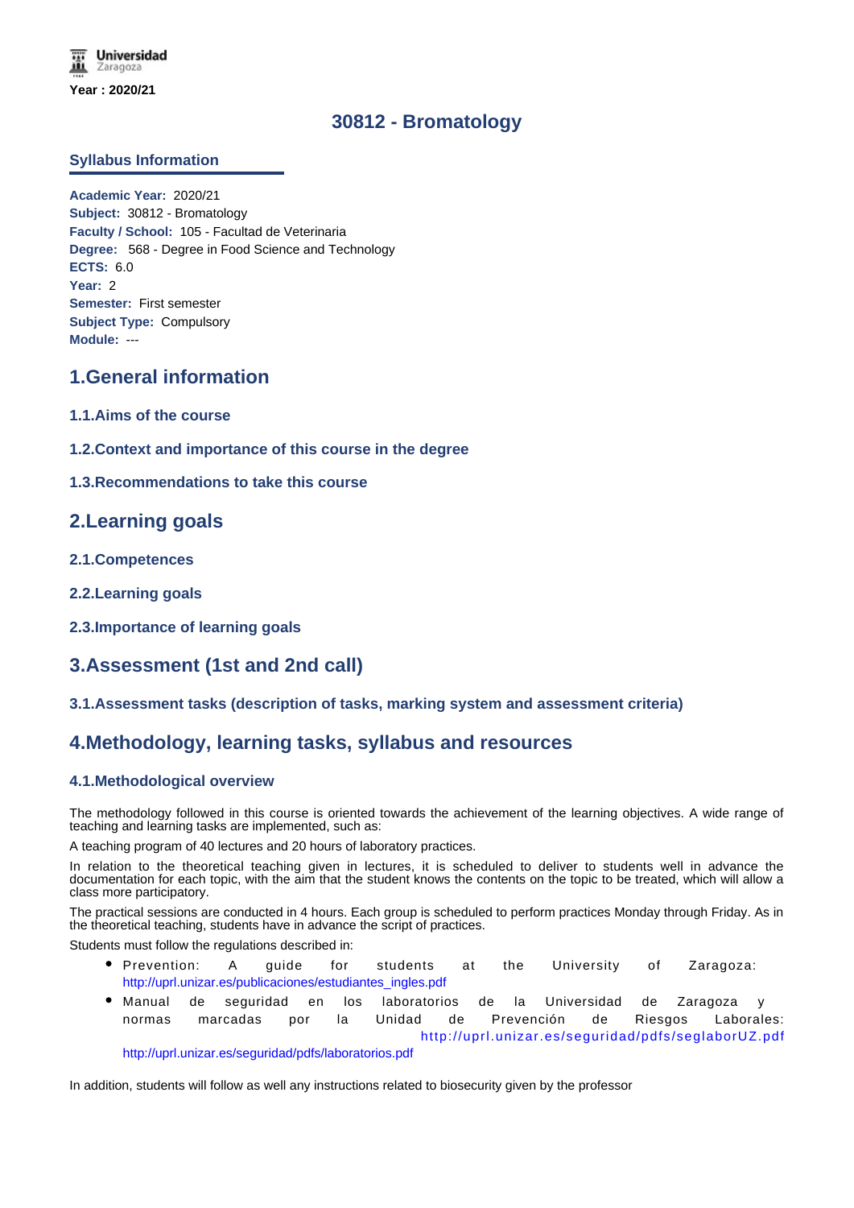Universidad Zaragoza

**Year : 2020/21**

# 30812 - Bromatology

## Syllabus Information

**Academic Year:** 2020/21
**Subject:** 30812 - Bromatology
**Faculty / School:** 105 - Facultad de Veterinaria
**Degree:** 568 - Degree in Food Science and Technology
**ECTS:** 6.0
**Year:** 2
**Semester:** First semester
**Subject Type:** Compulsory
**Module:** ---

## 1.General information

### 1.1.Aims of the course

### 1.2.Context and importance of this course in the degree

### 1.3.Recommendations to take this course

## 2.Learning goals

### 2.1.Competences

### 2.2.Learning goals

### 2.3.Importance of learning goals

## 3.Assessment (1st and 2nd call)

### 3.1.Assessment tasks (description of tasks, marking system and assessment criteria)

## 4.Methodology, learning tasks, syllabus and resources

### 4.1.Methodological overview

The methodology followed in this course is oriented towards the achievement of the learning objectives. A wide range of teaching and learning tasks are implemented, such as:

A teaching program of 40 lectures and 20 hours of laboratory practices.

In relation to the theoretical teaching given in lectures, it is scheduled to deliver to students well in advance the documentation for each topic, with the aim that the student knows the contents on the topic to be treated, which will allow a class more participatory.

The practical sessions are conducted in 4 hours. Each group is scheduled to perform practices Monday through Friday. As in the theoretical teaching, students have in advance the script of practices.

Students must follow the regulations described in:

- Prevention: A guide for students at the University of Zaragoza: http://uprl.unizar.es/publicaciones/estudiantes_ingles.pdf
- Manual de seguridad en los laboratorios de la Universidad de Zaragoza y normas marcadas por la Unidad de Prevención de Riesgos Laborales: http://uprl.unizar.es/seguridad/pdfs/seglaborUZ.pdf http://uprl.unizar.es/seguridad/pdfs/laboratorios.pdf

In addition, students will follow as well any instructions related to biosecurity given by the professor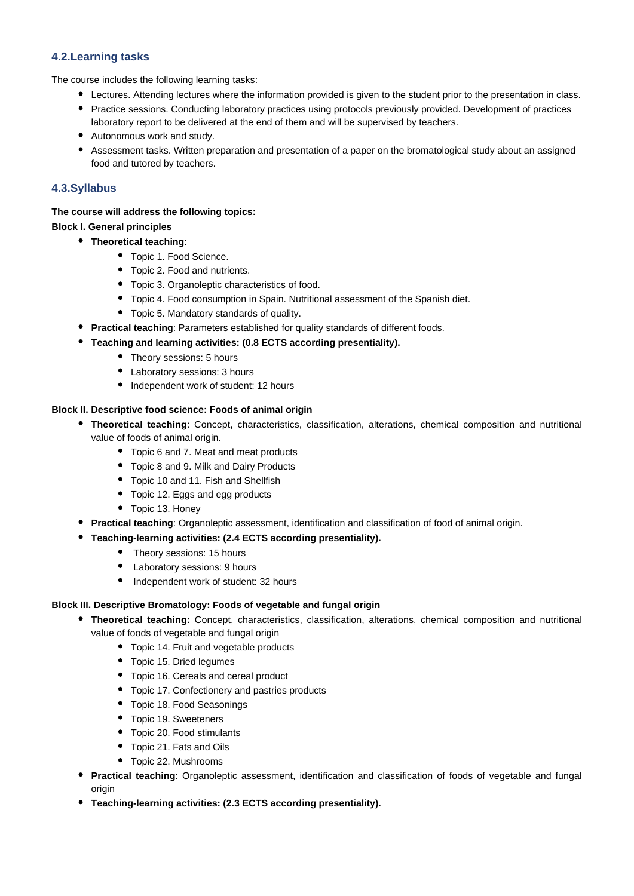### 4.2.Learning tasks

The course includes the following learning tasks:

- Lectures. Attending lectures where the information provided is given to the student prior to the presentation in class.
- Practice sessions. Conducting laboratory practices using protocols previously provided. Development of practices laboratory report to be delivered at the end of them and will be supervised by teachers.
- Autonomous work and study.
- Assessment tasks. Written preparation and presentation of a paper on the bromatological study about an assigned food and tutored by teachers.

### 4.3.Syllabus

**The course will address the following topics:**

**Block I. General principles**

- **Theoretical teaching**:
  - Topic 1. Food Science.
  - Topic 2. Food and nutrients.
  - Topic 3. Organoleptic characteristics of food.
  - Topic 4. Food consumption in Spain. Nutritional assessment of the Spanish diet.
  - Topic 5. Mandatory standards of quality.
- **Practical teaching**: Parameters established for quality standards of different foods.
- **Teaching and learning activities: (0.8 ECTS according presentiality).**
  - Theory sessions: 5 hours
  - Laboratory sessions: 3 hours
  - Independent work of student: 12 hours

**Block II. Descriptive food science: Foods of animal origin**

- **Theoretical teaching**: Concept, characteristics, classification, alterations, chemical composition and nutritional value of foods of animal origin.
  - Topic 6 and 7. Meat and meat products
  - Topic 8 and 9. Milk and Dairy Products
  - Topic 10 and 11. Fish and Shellfish
  - Topic 12. Eggs and egg products
  - Topic 13. Honey
- **Practical teaching**: Organoleptic assessment, identification and classification of food of animal origin.
- **Teaching-learning activities: (2.4 ECTS according presentiality).**
  - Theory sessions: 15 hours
  - Laboratory sessions: 9 hours
  - Independent work of student: 32 hours

**Block III. Descriptive Bromatology: Foods of vegetable and fungal origin**

- **Theoretical teaching:** Concept, characteristics, classification, alterations, chemical composition and nutritional value of foods of vegetable and fungal origin
  - Topic 14. Fruit and vegetable products
  - Topic 15. Dried legumes
  - Topic 16. Cereals and cereal product
  - Topic 17. Confectionery and pastries products
  - Topic 18. Food Seasonings
  - Topic 19. Sweeteners
  - Topic 20. Food stimulants
  - Topic 21. Fats and Oils
  - Topic 22. Mushrooms
- **Practical teaching**: Organoleptic assessment, identification and classification of foods of vegetable and fungal origin
- **Teaching-learning activities: (2.3 ECTS according presentiality).**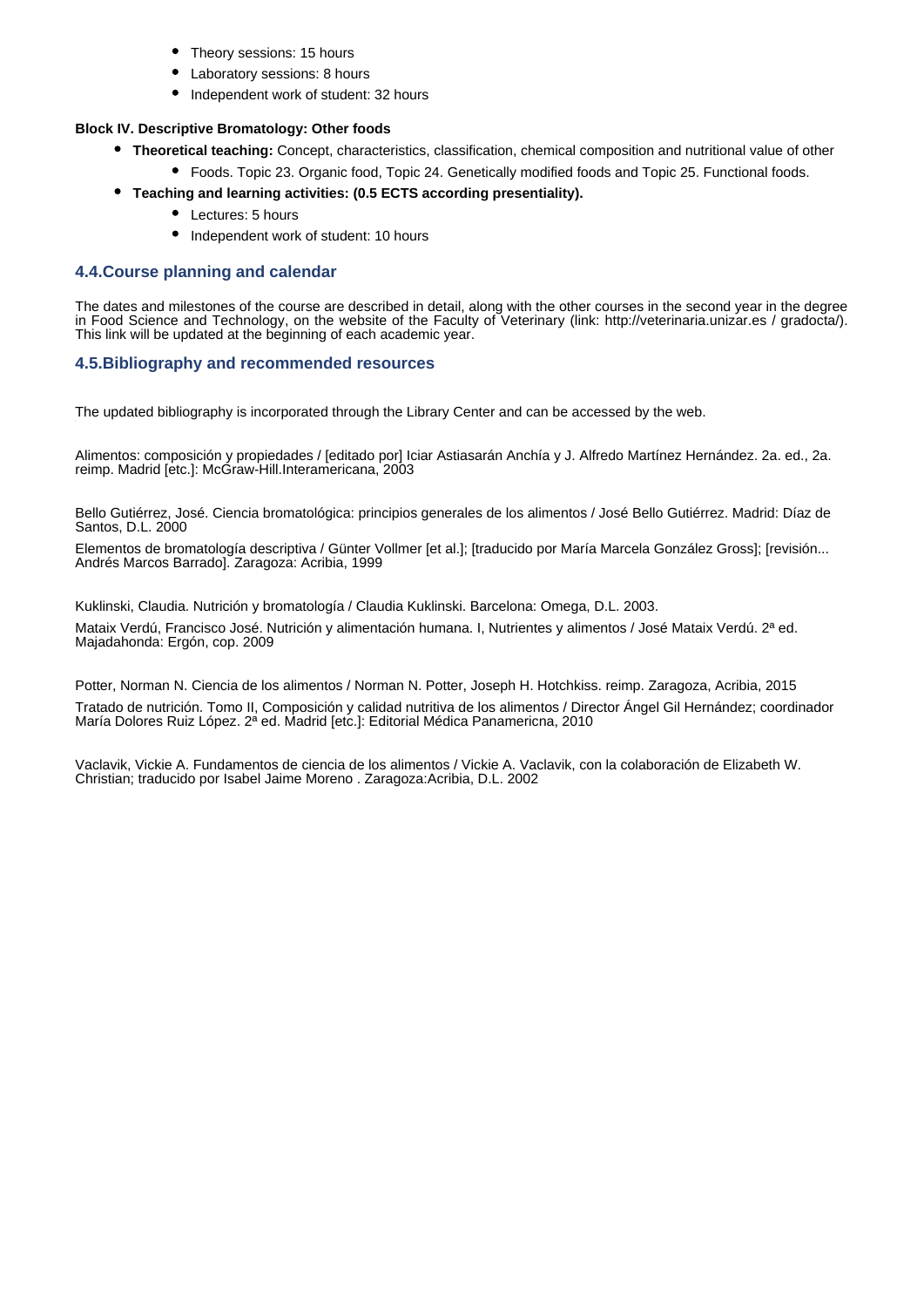- Theory sessions: 15 hours
- Laboratory sessions: 8 hours
- Independent work of student: 32 hours

**Block IV. Descriptive Bromatology: Other foods**

- **Theoretical teaching:** Concept, characteristics, classification, chemical composition and nutritional value of other
  - Foods. Topic 23. Organic food, Topic 24. Genetically modified foods and Topic 25. Functional foods.
- **Teaching and learning activities: (0.5 ECTS according presentiality).**
  - Lectures: 5 hours
  - Independent work of student: 10 hours

## 4.4.Course planning and calendar

The dates and milestones of the course are described in detail, along with the other courses in the second year in the degree in Food Science and Technology, on the website of the Faculty of Veterinary (link: http://veterinaria.unizar.es / gradocta/). This link will be updated at the beginning of each academic year.

## 4.5.Bibliography and recommended resources

The updated bibliography is incorporated through the Library Center and can be accessed by the web.

Alimentos: composición y propiedades / [editado por] Iciar Astiasarán Anchía y J. Alfredo Martínez Hernández. 2a. ed., 2a. reimp. Madrid [etc.]: McGraw-Hill.Interamericana, 2003

Bello Gutiérrez, José. Ciencia bromatológica: principios generales de los alimentos / José Bello Gutiérrez. Madrid: Díaz de Santos, D.L. 2000

Elementos de bromatología descriptiva / Günter Vollmer [et al.]; [traducido por María Marcela González Gross]; [revisión... Andrés Marcos Barrado]. Zaragoza: Acribia, 1999

Kuklinski, Claudia. Nutrición y bromatología / Claudia Kuklinski. Barcelona: Omega, D.L. 2003.

Mataix Verdú, Francisco José. Nutrición y alimentación humana. I, Nutrientes y alimentos / José Mataix Verdú. 2ª ed. Majadahonda: Ergón, cop. 2009

Potter, Norman N. Ciencia de los alimentos / Norman N. Potter, Joseph H. Hotchkiss. reimp. Zaragoza, Acribia, 2015

Tratado de nutrición. Tomo II, Composición y calidad nutritiva de los alimentos / Director Ángel Gil Hernández; coordinador María Dolores Ruiz López. 2ª ed. Madrid [etc.]: Editorial Médica Panamericna, 2010

Vaclavik, Vickie A. Fundamentos de ciencia de los alimentos / Vickie A. Vaclavik, con la colaboración de Elizabeth W. Christian; traducido por Isabel Jaime Moreno . Zaragoza:Acribia, D.L. 2002